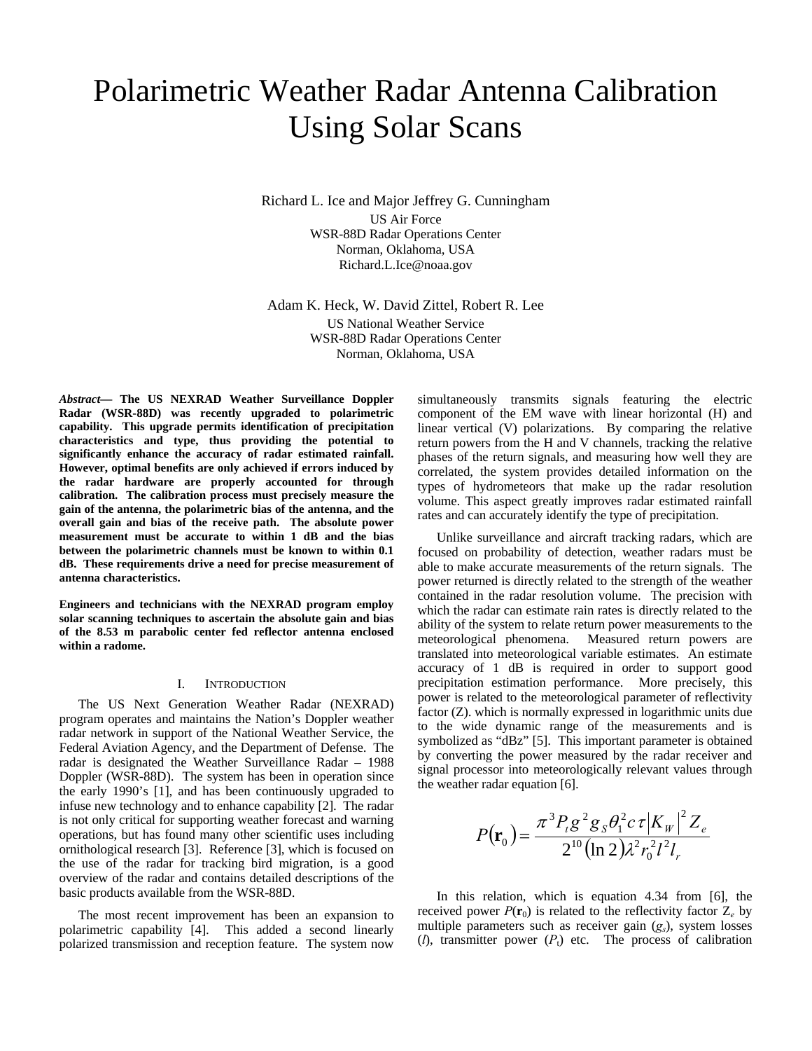# Polarimetric Weather Radar Antenna Calibration Using Solar Scans

Richard L. Ice and Major Jeffrey G. Cunningham
US Air Force
WSR-88D Radar Operations Center
Norman, Oklahoma, USA
Richard.L.Ice@noaa.gov

Adam K. Heck, W. David Zittel, Robert R. Lee
US National Weather Service
WSR-88D Radar Operations Center
Norman, Oklahoma, USA

***Abstract*— The US NEXRAD Weather Surveillance Doppler Radar (WSR-88D) was recently upgraded to polarimetric capability. This upgrade permits identification of precipitation characteristics and type, thus providing the potential to significantly enhance the accuracy of radar estimated rainfall. However, optimal benefits are only achieved if errors induced by the radar hardware are properly accounted for through calibration. The calibration process must precisely measure the gain of the antenna, the polarimetric bias of the antenna, and the overall gain and bias of the receive path. The absolute power measurement must be accurate to within 1 dB and the bias between the polarimetric channels must be known to within 0.1 dB. These requirements drive a need for precise measurement of antenna characteristics.**

**Engineers and technicians with the NEXRAD program employ solar scanning techniques to ascertain the absolute gain and bias of the 8.53 m parabolic center fed reflector antenna enclosed within a radome.**

## I. Introduction

The US Next Generation Weather Radar (NEXRAD) program operates and maintains the Nation's Doppler weather radar network in support of the National Weather Service, the Federal Aviation Agency, and the Department of Defense. The radar is designated the Weather Surveillance Radar – 1988 Doppler (WSR-88D). The system has been in operation since the early 1990's [1], and has been continuously upgraded to infuse new technology and to enhance capability [2]. The radar is not only critical for supporting weather forecast and warning operations, but has found many other scientific uses including ornithological research [3]. Reference [3], which is focused on the use of the radar for tracking bird migration, is a good overview of the radar and contains detailed descriptions of the basic products available from the WSR-88D.

The most recent improvement has been an expansion to polarimetric capability [4]. This added a second linearly polarized transmission and reception feature. The system now simultaneously transmits signals featuring the electric component of the EM wave with linear horizontal (H) and linear vertical (V) polarizations. By comparing the relative return powers from the H and V channels, tracking the relative phases of the return signals, and measuring how well they are correlated, the system provides detailed information on the types of hydrometeors that make up the radar resolution volume. This aspect greatly improves radar estimated rainfall rates and can accurately identify the type of precipitation.

Unlike surveillance and aircraft tracking radars, which are focused on probability of detection, weather radars must be able to make accurate measurements of the return signals. The power returned is directly related to the strength of the weather contained in the radar resolution volume. The precision with which the radar can estimate rain rates is directly related to the ability of the system to relate return power measurements to the meteorological phenomena. Measured return powers are translated into meteorological variable estimates. An estimate accuracy of 1 dB is required in order to support good precipitation estimation performance. More precisely, this power is related to the meteorological parameter of reflectivity factor (Z). which is normally expressed in logarithmic units due to the wide dynamic range of the measurements and is symbolized as "dBz" [5]. This important parameter is obtained by converting the power measured by the radar receiver and signal processor into meteorologically relevant values through the weather radar equation [6].

$$P(\mathbf{r}_0) = \frac{\pi^3 P_t g^2 g_S \theta_1^2 c \tau |K_W|^2 Z_e}{2^{10}(\ln 2)\lambda^2 r_0^2 l^2 l_r}$$

In this relation, which is equation 4.34 from [6], the received power $P(\mathbf{r}_0)$ is related to the reflectivity factor $Z_e$ by multiple parameters such as receiver gain ($g_s$), system losses ($l$), transmitter power ($P_t$) etc. The process of calibration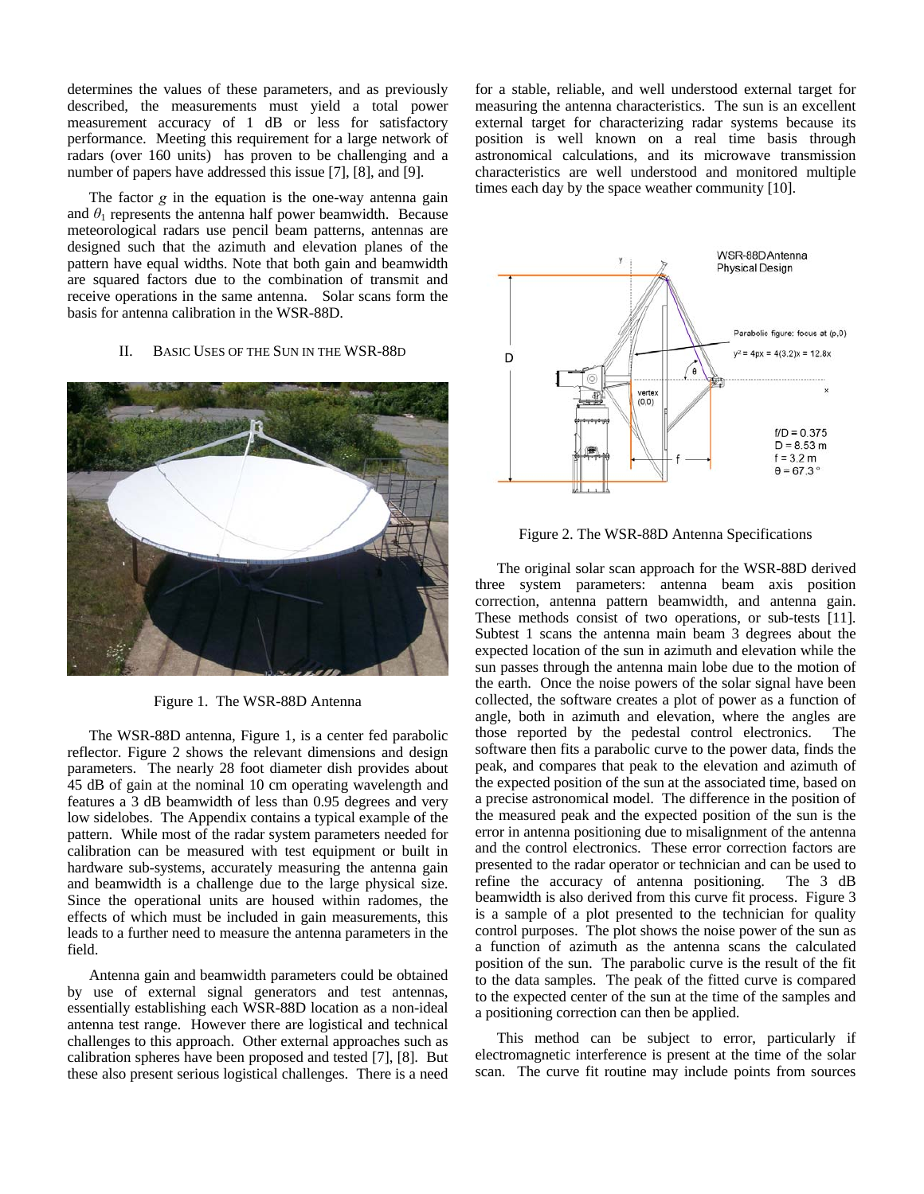determines the values of these parameters, and as previously described, the measurements must yield a total power measurement accuracy of 1 dB or less for satisfactory performance. Meeting this requirement for a large network of radars (over 160 units) has proven to be challenging and a number of papers have addressed this issue [7], [8], and [9].

The factor $g$ in the equation is the one-way antenna gain and $\theta_1$ represents the antenna half power beamwidth. Because meteorological radars use pencil beam patterns, antennas are designed such that the azimuth and elevation planes of the pattern have equal widths. Note that both gain and beamwidth are squared factors due to the combination of transmit and receive operations in the same antenna. Solar scans form the basis for antenna calibration in the WSR-88D.

## II. Basic Uses of the Sun in the WSR-88D

Figure 1. The WSR-88D Antenna

The WSR-88D antenna, Figure 1, is a center fed parabolic reflector. Figure 2 shows the relevant dimensions and design parameters. The nearly 28 foot diameter dish provides about 45 dB of gain at the nominal 10 cm operating wavelength and features a 3 dB beamwidth of less than 0.95 degrees and very low sidelobes. The Appendix contains a typical example of the pattern. While most of the radar system parameters needed for calibration can be measured with test equipment or built in hardware sub-systems, accurately measuring the antenna gain and beamwidth is a challenge due to the large physical size. Since the operational units are housed within radomes, the effects of which must be included in gain measurements, this leads to a further need to measure the antenna parameters in the field.

Antenna gain and beamwidth parameters could be obtained by use of external signal generators and test antennas, essentially establishing each WSR-88D location as a non-ideal antenna test range. However there are logistical and technical challenges to this approach. Other external approaches such as calibration spheres have been proposed and tested [7], [8]. But these also present serious logistical challenges. There is a need for a stable, reliable, and well understood external target for measuring the antenna characteristics. The sun is an excellent external target for characterizing radar systems because its position is well known on a real time basis through astronomical calculations, and its microwave transmission characteristics are well understood and monitored multiple times each day by the space weather community [10].

Figure 2. The WSR-88D Antenna Specifications

The original solar scan approach for the WSR-88D derived three system parameters: antenna beam axis position correction, antenna pattern beamwidth, and antenna gain. These methods consist of two operations, or sub-tests [11]. Subtest 1 scans the antenna main beam 3 degrees about the expected location of the sun in azimuth and elevation while the sun passes through the antenna main lobe due to the motion of the earth. Once the noise powers of the solar signal have been collected, the software creates a plot of power as a function of angle, both in azimuth and elevation, where the angles are those reported by the pedestal control electronics. The software then fits a parabolic curve to the power data, finds the peak, and compares that peak to the elevation and azimuth of the expected position of the sun at the associated time, based on a precise astronomical model. The difference in the position of the measured peak and the expected position of the sun is the error in antenna positioning due to misalignment of the antenna and the control electronics. These error correction factors are presented to the radar operator or technician and can be used to refine the accuracy of antenna positioning. The 3 dB beamwidth is also derived from this curve fit process. Figure 3 is a sample of a plot presented to the technician for quality control purposes. The plot shows the noise power of the sun as a function of azimuth as the antenna scans the calculated position of the sun. The parabolic curve is the result of the fit to the data samples. The peak of the fitted curve is compared to the expected center of the sun at the time of the samples and a positioning correction can then be applied.

This method can be subject to error, particularly if electromagnetic interference is present at the time of the solar scan. The curve fit routine may include points from sources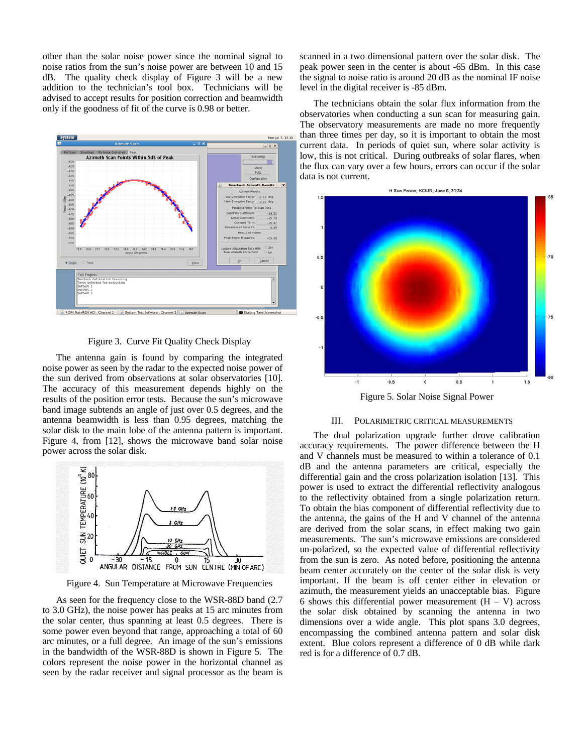other than the solar noise power since the nominal signal to noise ratios from the sun's noise power are between 10 and 15 dB. The quality check display of Figure 3 will be a new addition to the technician's tool box. Technicians will be advised to accept results for position correction and beamwidth only if the goodness of fit of the curve is 0.98 or better.

Figure 3. Curve Fit Quality Check Display

The antenna gain is found by comparing the integrated noise power as seen by the radar to the expected noise power of the sun derived from observations at solar observatories [10]. The accuracy of this measurement depends highly on the results of the position error tests. Because the sun's microwave band image subtends an angle of just over 0.5 degrees, and the antenna beamwidth is less than 0.95 degrees, matching the solar disk to the main lobe of the antenna pattern is important. Figure 4, from [12], shows the microwave band solar noise power across the solar disk.

Figure 4. Sun Temperature at Microwave Frequencies

As seen for the frequency close to the WSR-88D band (2.7 to 3.0 GHz), the noise power has peaks at 15 arc minutes from the solar center, thus spanning at least 0.5 degrees. There is some power even beyond that range, approaching a total of 60 arc minutes, or a full degree. An image of the sun's emissions in the bandwidth of the WSR-88D is shown in Figure 5. The colors represent the noise power in the horizontal channel as seen by the radar receiver and signal processor as the beam is scanned in a two dimensional pattern over the solar disk. The peak power seen in the center is about -65 dBm. In this case the signal to noise ratio is around 20 dB as the nominal IF noise level in the digital receiver is -85 dBm.

The technicians obtain the solar flux information from the observatories when conducting a sun scan for measuring gain. The observatory measurements are made no more frequently than three times per day, so it is important to obtain the most current data. In periods of quiet sun, where solar activity is low, this is not critical. During outbreaks of solar flares, when the flux can vary over a few hours, errors can occur if the solar data is not current.

Figure 5. Solar Noise Signal Power

## III. Polarimetric Critical Measurements

The dual polarization upgrade further drove calibration accuracy requirements. The power difference between the H and V channels must be measured to within a tolerance of 0.1 dB and the antenna parameters are critical, especially the differential gain and the cross polarization isolation [13]. This power is used to extract the differential reflectivity analogous to the reflectivity obtained from a single polarization return. To obtain the bias component of differential reflectivity due to the antenna, the gains of the H and V channel of the antenna are derived from the solar scans, in effect making two gain measurements. The sun's microwave emissions are considered un-polarized, so the expected value of differential reflectivity from the sun is zero. As noted before, positioning the antenna beam center accurately on the center of the solar disk is very important. If the beam is off center either in elevation or azimuth, the measurement yields an unacceptable bias. Figure 6 shows this differential power measurement (H – V) across the solar disk obtained by scanning the antenna in two dimensions over a wide angle. This plot spans 3.0 degrees, encompassing the combined antenna pattern and solar disk extent. Blue colors represent a difference of 0 dB while dark red is for a difference of 0.7 dB.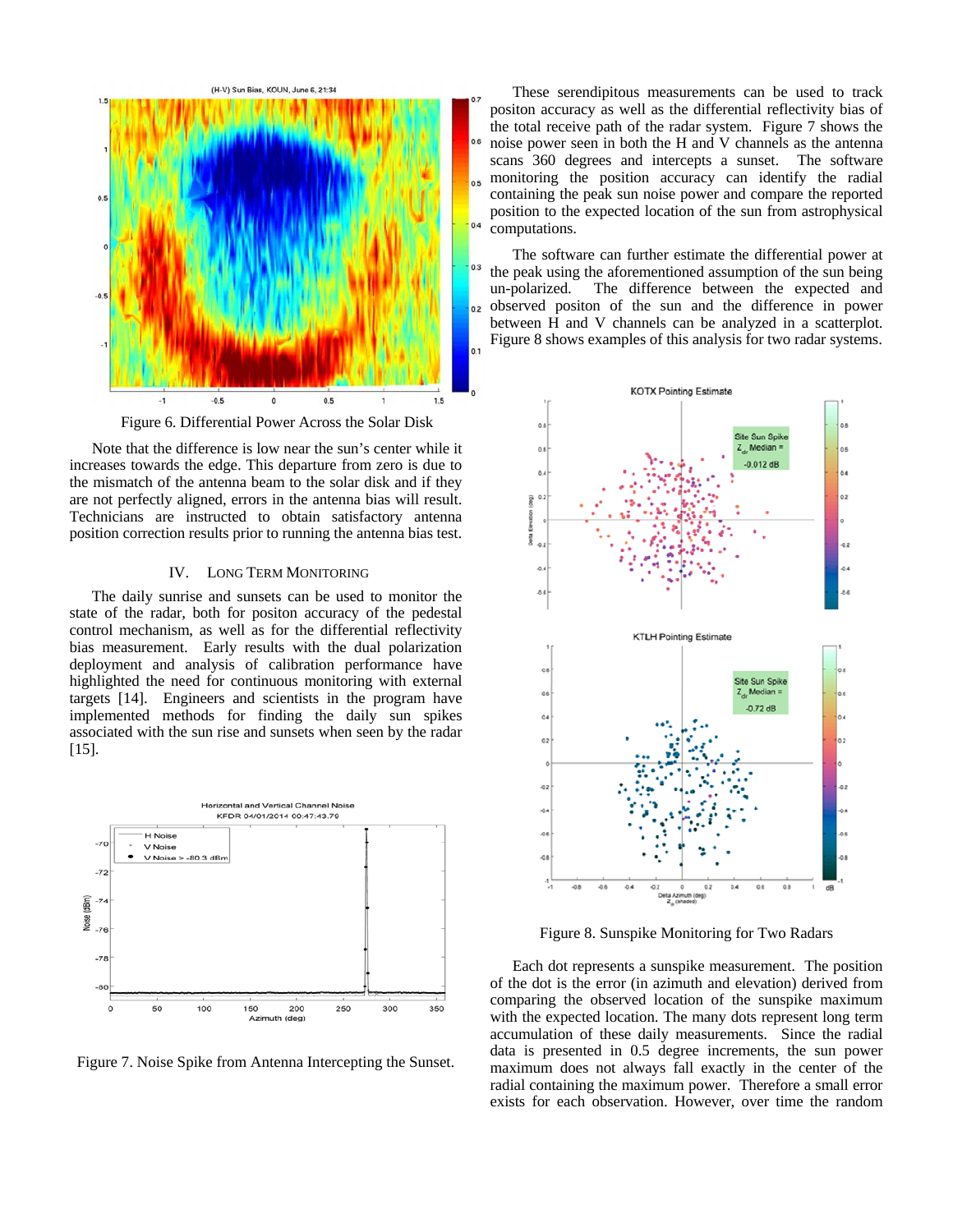(H-V) Sun Bias, KOUN, June 6, 21:34

Figure 6. Differential Power Across the Solar Disk

Note that the difference is low near the sun's center while it increases towards the edge. This departure from zero is due to the mismatch of the antenna beam to the solar disk and if they are not perfectly aligned, errors in the antenna bias will result. Technicians are instructed to obtain satisfactory antenna position correction results prior to running the antenna bias test.

## IV. Long Term Monitoring

The daily sunrise and sunsets can be used to monitor the state of the radar, both for positon accuracy of the pedestal control mechanism, as well as for the differential reflectivity bias measurement. Early results with the dual polarization deployment and analysis of calibration performance have highlighted the need for continuous monitoring with external targets [14]. Engineers and scientists in the program have implemented methods for finding the daily sun spikes associated with the sun rise and sunsets when seen by the radar [15].

Horizontal and Vertical Channel Noise
KFDR 04/01/2014 00:47:43.79
H Noise
V Noise
V Noise > -80.3 dBm
Noise (dBm)
Azimuth (deg)

Figure 7. Noise Spike from Antenna Intercepting the Sunset.

These serendipitous measurements can be used to track positon accuracy as well as the differential reflectivity bias of the total receive path of the radar system. Figure 7 shows the noise power seen in both the H and V channels as the antenna scans 360 degrees and intercepts a sunset. The software monitoring the position accuracy can identify the radial containing the peak sun noise power and compare the reported position to the expected location of the sun from astrophysical computations.

The software can further estimate the differential power at the peak using the aforementioned assumption of the sun being un-polarized. The difference between the expected and observed positon of the sun and the difference in power between H and V channels can be analyzed in a scatterplot. Figure 8 shows examples of this analysis for two radar systems.

KOTX Pointing Estimate
Site Sun Spike $Z_{dr}$ Median = -0.012 dB

KTLH Pointing Estimate
Site Sun Spike $Z_{dr}$ Median = -0.72 dB
Delta Elevation (deg)
Delta Azimuth (deg)
$Z_{dr}$ (shaded)
dB

Figure 8. Sunspike Monitoring for Two Radars

Each dot represents a sunspike measurement. The position of the dot is the error (in azimuth and elevation) derived from comparing the observed location of the sunspike maximum with the expected location. The many dots represent long term accumulation of these daily measurements. Since the radial data is presented in 0.5 degree increments, the sun power maximum does not always fall exactly in the center of the radial containing the maximum power. Therefore a small error exists for each observation. However, over time the random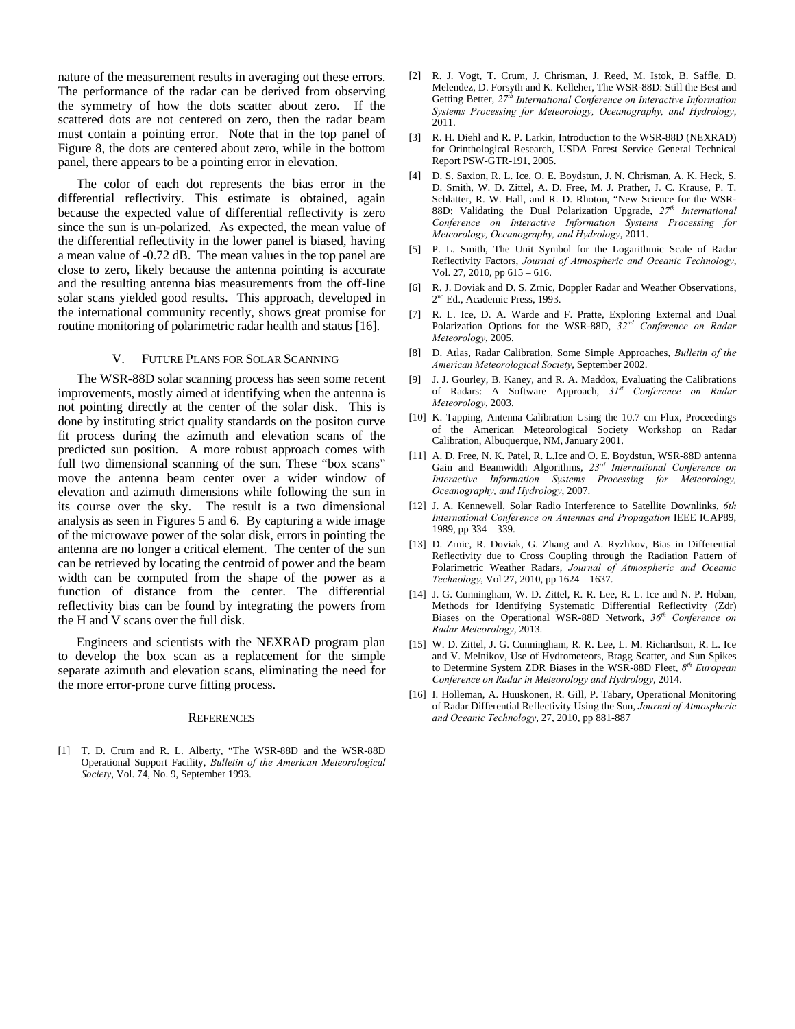nature of the measurement results in averaging out these errors. The performance of the radar can be derived from observing the symmetry of how the dots scatter about zero. If the scattered dots are not centered on zero, then the radar beam must contain a pointing error. Note that in the top panel of Figure 8, the dots are centered about zero, while in the bottom panel, there appears to be a pointing error in elevation.

The color of each dot represents the bias error in the differential reflectivity. This estimate is obtained, again because the expected value of differential reflectivity is zero since the sun is un-polarized. As expected, the mean value of the differential reflectivity in the lower panel is biased, having a mean value of -0.72 dB. The mean values in the top panel are close to zero, likely because the antenna pointing is accurate and the resulting antenna bias measurements from the off-line solar scans yielded good results. This approach, developed in the international community recently, shows great promise for routine monitoring of polarimetric radar health and status [16].

## V. Future Plans for Solar Scanning

The WSR-88D solar scanning process has seen some recent improvements, mostly aimed at identifying when the antenna is not pointing directly at the center of the solar disk. This is done by instituting strict quality standards on the positon curve fit process during the azimuth and elevation scans of the predicted sun position. A more robust approach comes with full two dimensional scanning of the sun. These "box scans" move the antenna beam center over a wider window of elevation and azimuth dimensions while following the sun in its course over the sky. The result is a two dimensional analysis as seen in Figures 5 and 6. By capturing a wide image of the microwave power of the solar disk, errors in pointing the antenna are no longer a critical element. The center of the sun can be retrieved by locating the centroid of power and the beam width can be computed from the shape of the power as a function of distance from the center. The differential reflectivity bias can be found by integrating the powers from the H and V scans over the full disk.

Engineers and scientists with the NEXRAD program plan to develop the box scan as a replacement for the simple separate azimuth and elevation scans, eliminating the need for the more error-prone curve fitting process.

## References

[1] T. D. Crum and R. L. Alberty, "The WSR-88D and the WSR-88D Operational Support Facility, *Bulletin of the American Meteorological Society*, Vol. 74, No. 9, September 1993.

[2] R. J. Vogt, T. Crum, J. Chrisman, J. Reed, M. Istok, B. Saffle, D. Melendez, D. Forsyth and K. Kelleher, The WSR-88D: Still the Best and Getting Better, *27th International Conference on Interactive Information Systems Processing for Meteorology, Oceanography, and Hydrology*, 2011.

[3] R. H. Diehl and R. P. Larkin, Introduction to the WSR-88D (NEXRAD) for Orinthological Research, USDA Forest Service General Technical Report PSW-GTR-191, 2005.

[4] D. S. Saxion, R. L. Ice, O. E. Boydstun, J. N. Chrisman, A. K. Heck, S. D. Smith, W. D. Zittel, A. D. Free, M. J. Prather, J. C. Krause, P. T. Schlatter, R. W. Hall, and R. D. Rhoton, "New Science for the WSR-88D: Validating the Dual Polarization Upgrade, *27th International Conference on Interactive Information Systems Processing for Meteorology, Oceanography, and Hydrology*, 2011.

[5] P. L. Smith, The Unit Symbol for the Logarithmic Scale of Radar Reflectivity Factors, *Journal of Atmospheric and Oceanic Technology*, Vol. 27, 2010, pp 615 – 616.

[6] R. J. Doviak and D. S. Zrnic, Doppler Radar and Weather Observations, 2nd Ed., Academic Press, 1993.

[7] R. L. Ice, D. A. Warde and F. Pratte, Exploring External and Dual Polarization Options for the WSR-88D, *32nd Conference on Radar Meteorology*, 2005.

[8] D. Atlas, Radar Calibration, Some Simple Approaches, *Bulletin of the American Meteorological Society*, September 2002.

[9] J. J. Gourley, B. Kaney, and R. A. Maddox, Evaluating the Calibrations of Radars: A Software Approach, *31st Conference on Radar Meteorology*, 2003.

[10] K. Tapping, Antenna Calibration Using the 10.7 cm Flux, Proceedings of the American Meteorological Society Workshop on Radar Calibration, Albuquerque, NM, January 2001.

[11] A. D. Free, N. K. Patel, R. L.Ice and O. E. Boydstun, WSR-88D antenna Gain and Beamwidth Algorithms, *23rd International Conference on Interactive Information Systems Processing for Meteorology, Oceanography, and Hydrology*, 2007.

[12] J. A. Kennewell, Solar Radio Interference to Satellite Downlinks, *6th International Conference on Antennas and Propagation* IEEE ICAP89, 1989, pp 334 – 339.

[13] D. Zrnic, R. Doviak, G. Zhang and A. Ryzhkov, Bias in Differential Reflectivity due to Cross Coupling through the Radiation Pattern of Polarimetric Weather Radars, *Journal of Atmospheric and Oceanic Technology*, Vol 27, 2010, pp 1624 – 1637.

[14] J. G. Cunningham, W. D. Zittel, R. R. Lee, R. L. Ice and N. P. Hoban, Methods for Identifying Systematic Differential Reflectivity (Zdr) Biases on the Operational WSR-88D Network, *36th Conference on Radar Meteorology*, 2013.

[15] W. D. Zittel, J. G. Cunningham, R. R. Lee, L. M. Richardson, R. L. Ice and V. Melnikov, Use of Hydrometeors, Bragg Scatter, and Sun Spikes to Determine System ZDR Biases in the WSR-88D Fleet, *8th European Conference on Radar in Meteorology and Hydrology*, 2014.

[16] I. Holleman, A. Huuskonen, R. Gill, P. Tabary, Operational Monitoring of Radar Differential Reflectivity Using the Sun, *Journal of Atmospheric and Oceanic Technology*, 27, 2010, pp 881-887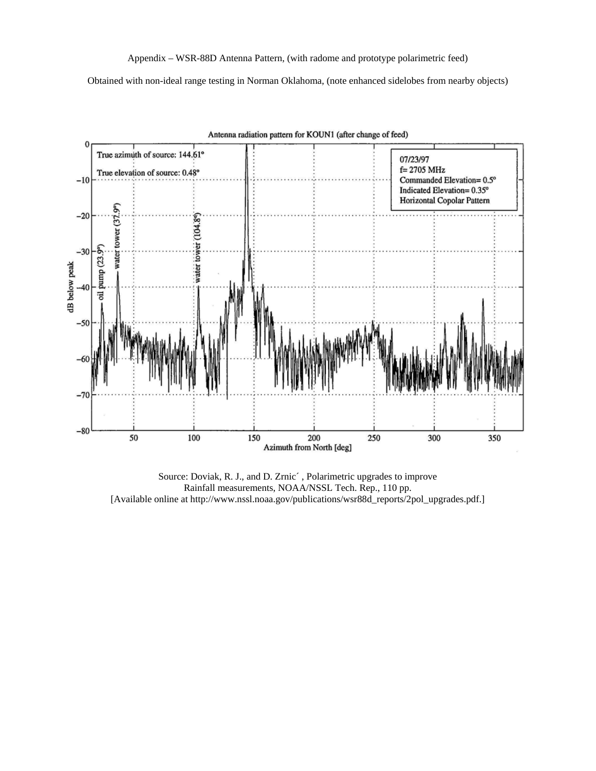Appendix – WSR-88D Antenna Pattern, (with radome and prototype polarimetric feed)

Obtained with non-ideal range testing in Norman Oklahoma, (note enhanced sidelobes from nearby objects)

Antenna radiation pattern for KOUN1 (after change of feed)

True azimuth of source: 144.61°

True elevation of source: 0.48°

07/23/97
f= 2705 MHz
Commanded Elevation= 0.5°
Indicated Elevation= 0.35°
Horizontal Copolar Pattern

oil pump (23.9°)

water tower (37.9°)

water tower (104.8°)

dB below peak

0
−10
−20
−30
−40
−50
−60
−70
−80

50
100
150
200
250
300
350

Azimuth from North [deg]

Source: Doviak, R. J., and D. Zrnic´ , Polarimetric upgrades to improve Rainfall measurements, NOAA/NSSL Tech. Rep., 110 pp.
[Available online at http://www.nssl.noaa.gov/publications/wsr88d_reports/2pol_upgrades.pdf.]